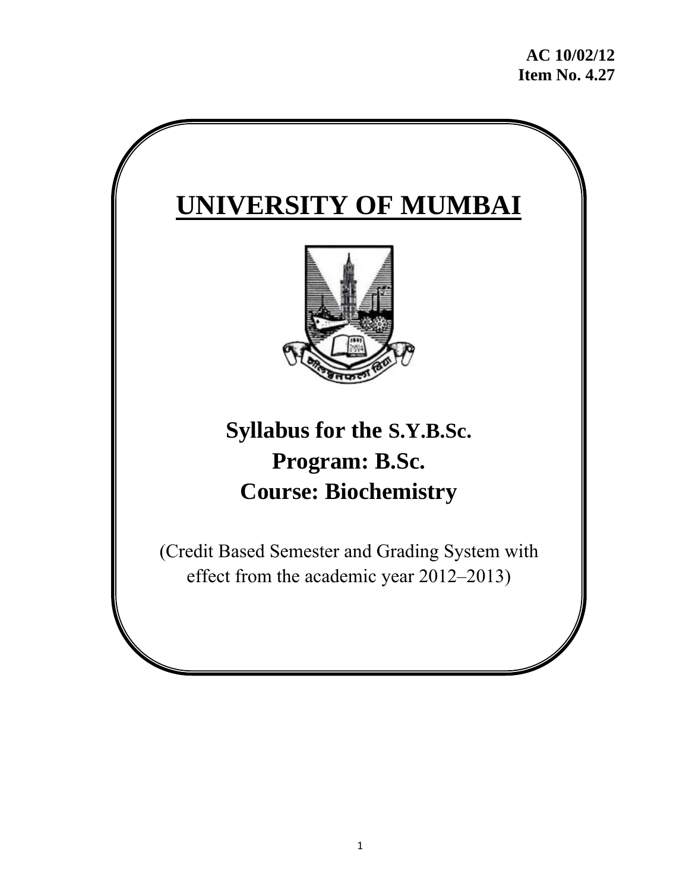**AC 10/02/12**
**Item No. 4.27**

# UNIVERSITY OF MUMBAI

## Syllabus for the S.Y.B.Sc.
## Program: B.Sc.
## Course: Biochemistry

(Credit Based Semester and Grading System with effect from the academic year 2012–2013)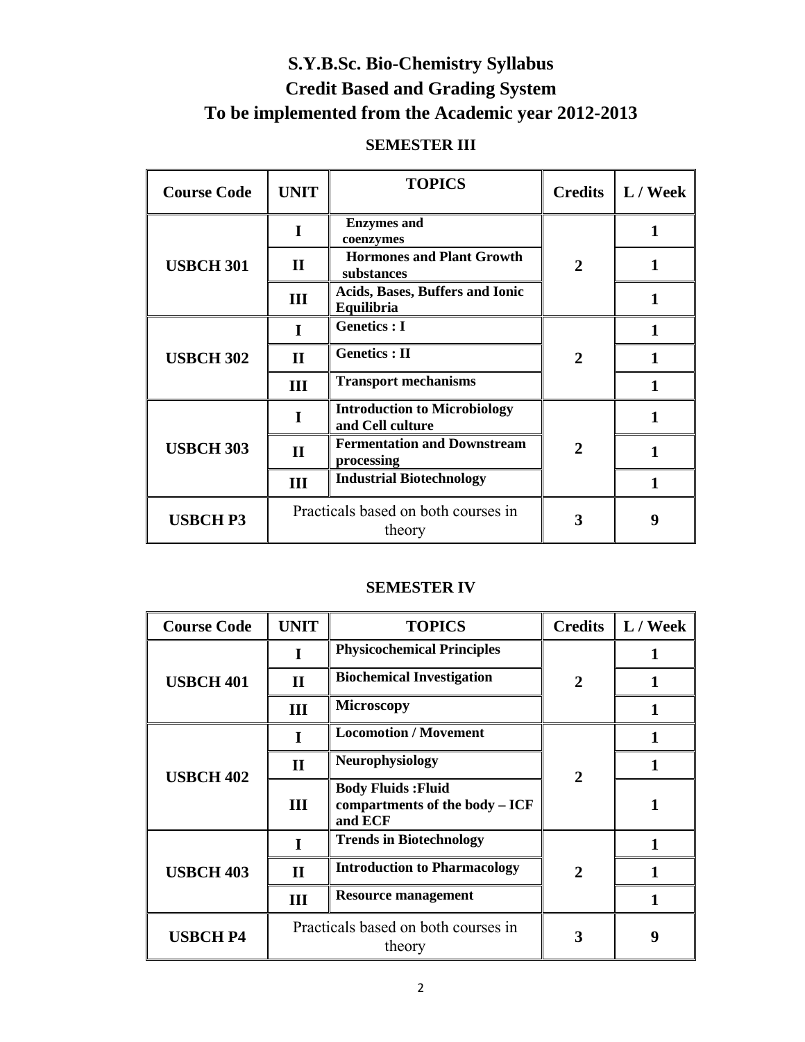# S.Y.B.Sc. Bio-Chemistry Syllabus

## Credit Based and Grading System

## To be implemented from the Academic year 2012-2013

### SEMESTER III

| Course Code | UNIT | TOPICS | Credits | L / Week |
|---|---|---|---|---|
| USBCH 301 | I | Enzymes and coenzymes | 2 | 1 |
| | II | Hormones and Plant Growth substances | | 1 |
| | III | Acids, Bases, Buffers and Ionic Equilibria | | 1 |
| USBCH 302 | I | Genetics : I | 2 | 1 |
| | II | Genetics : II | | 1 |
| | III | Transport mechanisms | | 1 |
| USBCH 303 | I | Introduction to Microbiology and Cell culture | 2 | 1 |
| | II | Fermentation and Downstream processing | | 1 |
| | III | Industrial Biotechnology | | 1 |
| USBCH P3 | Practicals based on both courses in theory | | 3 | 9 |

### SEMESTER IV

| Course Code | UNIT | TOPICS | Credits | L / Week |
|---|---|---|---|---|
| USBCH 401 | I | Physicochemical Principles | 2 | 1 |
| | II | Biochemical Investigation | | 1 |
| | III | Microscopy | | 1 |
| USBCH 402 | I | Locomotion / Movement | 2 | 1 |
| | II | Neurophysiology | | 1 |
| | III | Body Fluids :Fluid compartments of the body – ICF and ECF | | 1 |
| USBCH 403 | I | Trends in Biotechnology | 2 | 1 |
| | II | Introduction to Pharmacology | | 1 |
| | III | Resource management | | 1 |
| USBCH P4 | Practicals based on both courses in theory | | 3 | 9 |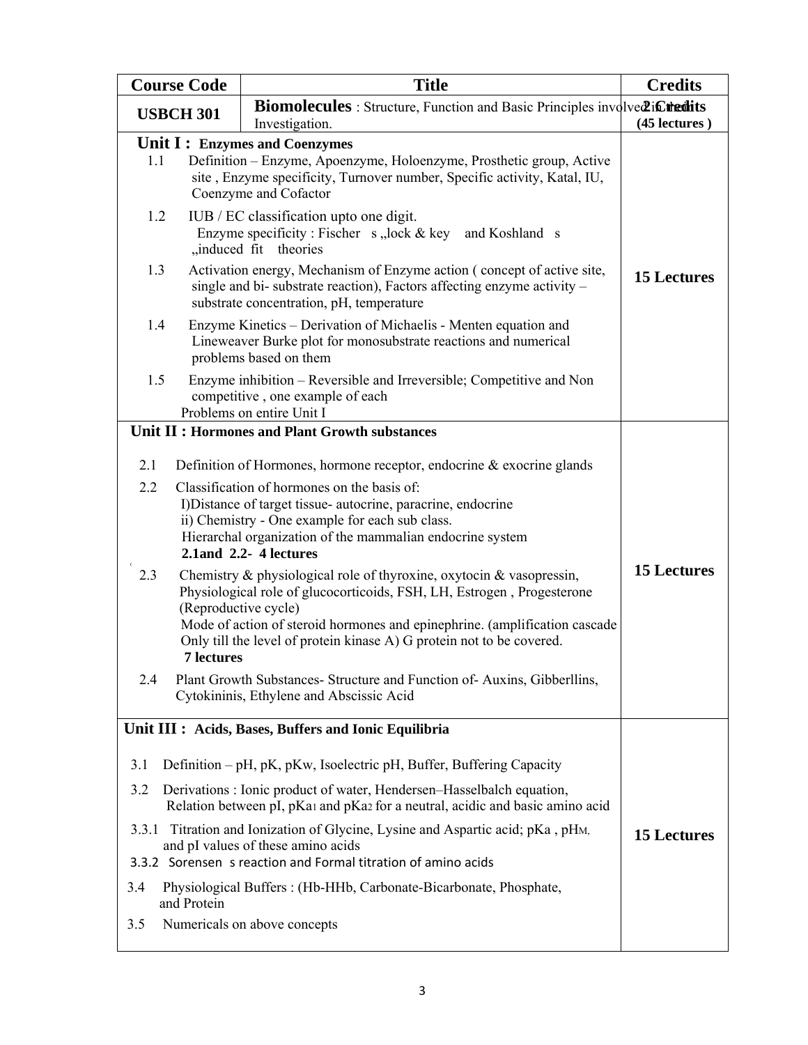| Course Code | Title | Credits |
|---|---|---|
| USBCH 301 | **Biomolecules** : Structure, Function and Basic Principles involved in their Investigation. | **2 Credits** **(45 lectures )** |
| **Unit I : Enzymes and Coenzymes**<br>1.1 Definition – Enzyme, Apoenzyme, Holoenzyme, Prosthetic group, Active site , Enzyme specificity, Turnover number, Specific activity, Katal, IU, Coenzyme and Cofactor<br>1.2 IUB / EC classification upto one digit. Enzyme specificity : Fischer s „lock & key and Koshland s „induced fit theories<br>1.3 Activation energy, Mechanism of Enzyme action ( concept of active site, single and bi- substrate reaction), Factors affecting enzyme activity – substrate concentration, pH, temperature<br>1.4 Enzyme Kinetics – Derivation of Michaelis - Menten equation and Lineweaver Burke plot for monosubstrate reactions and numerical problems based on them<br>1.5 Enzyme inhibition – Reversible and Irreversible; Competitive and Non competitive , one example of each<br>Problems on entire Unit I | | **15 Lectures** |
| **Unit II : Hormones and Plant Growth substances**<br>2.1 Definition of Hormones, hormone receptor, endocrine & exocrine glands<br>2.2 Classification of hormones on the basis of: I)Distance of target tissue- autocrine, paracrine, endocrine ii) Chemistry - One example for each sub class. Hierarchal organization of the mammalian endocrine system **2.1and 2.2- 4 lectures**<br>2.3 Chemistry & physiological role of thyroxine, oxytocin & vasopressin, Physiological role of glucocorticoids, FSH, LH, Estrogen , Progesterone (Reproductive cycle) Mode of action of steroid hormones and epinephrine. (amplification cascade Only till the level of protein kinase A) G protein not to be covered. **7 lectures**<br>2.4 Plant Growth Substances- Structure and Function of- Auxins, Gibberllins, Cytokininis, Ethylene and Abscissic Acid | | **15 Lectures** |
| **Unit III : Acids, Bases, Buffers and Ionic Equilibria**<br>3.1 Definition – pH, pK, pKw, Isoelectric pH, Buffer, Buffering Capacity<br>3.2 Derivations : Ionic product of water, Hendersen–Hasselbalch equation, Relation between pI, $pKa_1$ and $pKa_2$ for a neutral, acidic and basic amino acid<br>3.3.1 Titration and Ionization of Glycine, Lysine and Aspartic acid; pKa , $pH_M$, and pI values of these amino acids<br>3.3.2 Sorensen s reaction and Formal titration of amino acids<br>3.4 Physiological Buffers : (Hb-HHb, Carbonate-Bicarbonate, Phosphate, and Protein<br>3.5 Numericals on above concepts | | **15 Lectures** |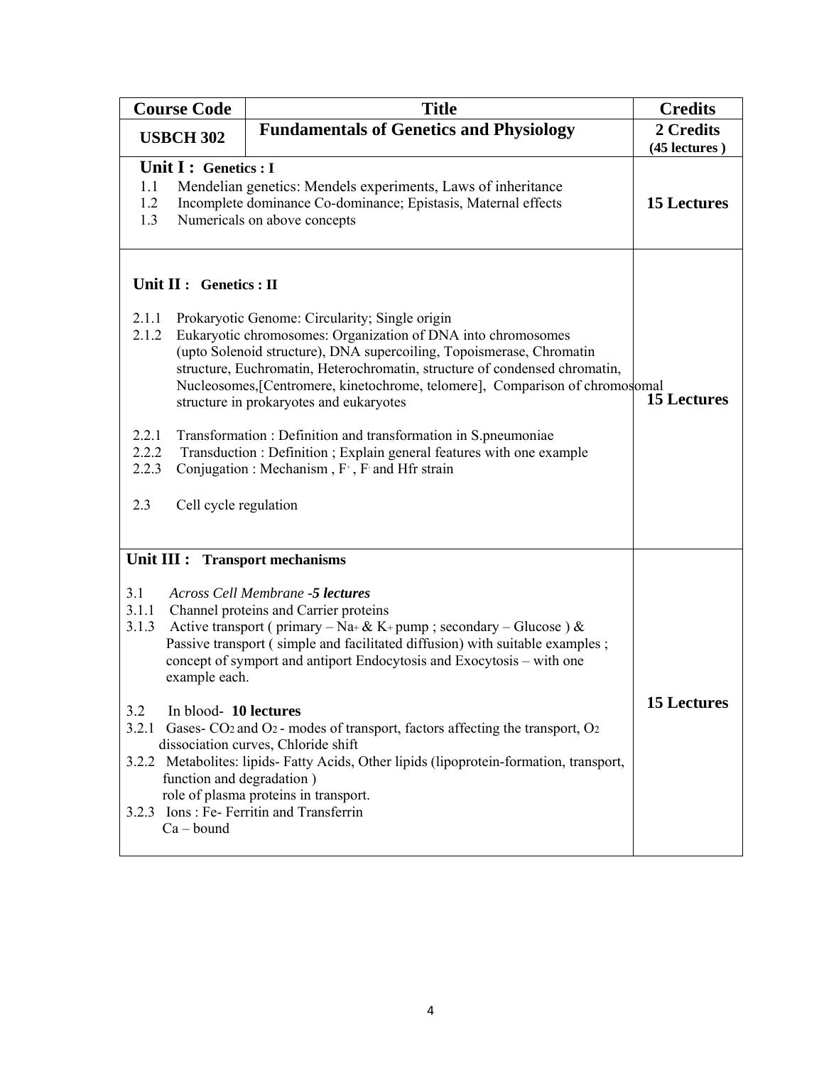| Course Code | Title | Credits |
| --- | --- | --- |
| **USBCH 302** | **Fundamentals of Genetics and Physiology** | **2 Credits (45 lectures )** |
| **Unit I : Genetics : I**<br>1.1 Mendelian genetics: Mendels experiments, Laws of inheritance<br>1.2 Incomplete dominance Co-dominance; Epistasis, Maternal effects<br>1.3 Numericals on above concepts | | **15 Lectures** |
| **Unit II : Genetics : II**<br>2.1.1 Prokaryotic Genome: Circularity; Single origin<br>2.1.2 Eukaryotic chromosomes: Organization of DNA into chromosomes (upto Solenoid structure), DNA supercoiling, Topoismerase, Chromatin structure, Euchromatin, Heterochromatin, structure of condensed chromatin, Nucleosomes,[Centromere, kinetochrome, telomere], Comparison of chromosomal structure in prokaryotes and eukaryotes<br>2.2.1 Transformation : Definition and transformation in S.pneumoniae<br>2.2.2 Transduction : Definition ; Explain general features with one example<br>2.2.3 Conjugation : Mechanism , $F^+$, $F^-$ and Hfr strain<br>2.3 Cell cycle regulation | | **15 Lectures** |
| **Unit III : Transport mechanisms**<br>3.1 *Across Cell Membrane -**5 lectures***<br>3.1.1 Channel proteins and Carrier proteins<br>3.1.3 Active transport ( primary – $Na^+$ & $K^+$ pump ; secondary – Glucose ) & Passive transport ( simple and facilitated diffusion) with suitable examples ; concept of symport and antiport Endocytosis and Exocytosis – with one example each.<br>3.2 In blood- **10 lectures**<br>3.2.1 Gases- $CO_2$ and $O_2$ - modes of transport, factors affecting the transport, $O_2$ dissociation curves, Chloride shift<br>3.2.2 Metabolites: lipids- Fatty Acids, Other lipids (lipoprotein-formation, transport, function and degradation ) role of plasma proteins in transport.<br>3.2.3 Ions : Fe- Ferritin and Transferrin Ca – bound | | **15 Lectures** |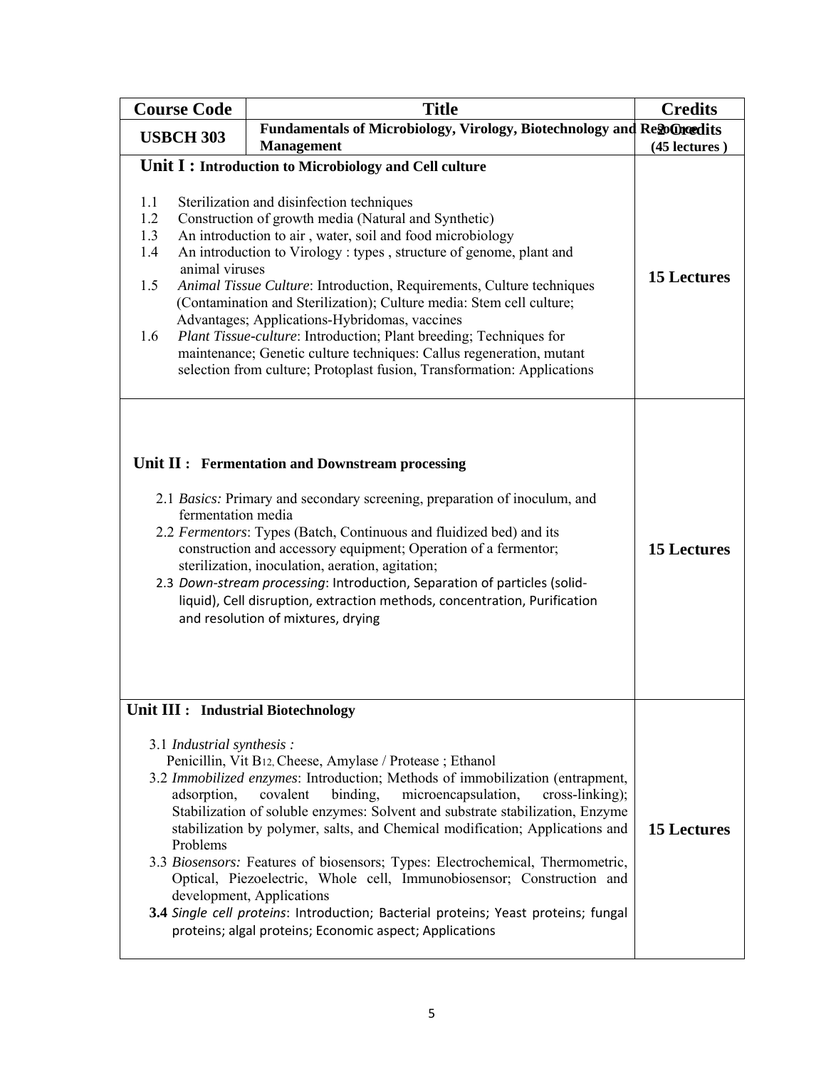| Course Code | Title | Credits |
|---|---|---|
| **USBCH 303** | **Fundamentals of Microbiology, Virology, Biotechnology and Resource Management** | **2 Credits (45 lectures )** |
| **Unit I : Introduction to Microbiology and Cell culture**<br><br>1.1 Sterilization and disinfection techniques<br>1.2 Construction of growth media (Natural and Synthetic)<br>1.3 An introduction to air , water, soil and food microbiology<br>1.4 An introduction to Virology : types , structure of genome, plant and animal viruses<br>1.5 *Animal Tissue Culture*: Introduction, Requirements, Culture techniques (Contamination and Sterilization); Culture media: Stem cell culture; Advantages; Applications-Hybridomas, vaccines<br>1.6 *Plant Tissue-culture*: Introduction; Plant breeding; Techniques for maintenance; Genetic culture techniques: Callus regeneration, mutant selection from culture; Protoplast fusion, Transformation: Applications | | **15 Lectures** |
| **Unit II : Fermentation and Downstream processing**<br><br>2.1 *Basics:* Primary and secondary screening, preparation of inoculum, and fermentation media<br>2.2 *Fermentors*: Types (Batch, Continuous and fluidized bed) and its construction and accessory equipment; Operation of a fermentor; sterilization, inoculation, aeration, agitation;<br>2.3 *Down-stream processing*: Introduction, Separation of particles (solid-liquid), Cell disruption, extraction methods, concentration, Purification and resolution of mixtures, drying | | **15 Lectures** |
| **Unit III : Industrial Biotechnology**<br><br>3.1 *Industrial synthesis :*<br>Penicillin, Vit $B_{12}$, Cheese, Amylase / Protease ; Ethanol<br>3.2 *Immobilized enzymes*: Introduction; Methods of immobilization (entrapment, adsorption, covalent binding, microencapsulation, cross-linking); Stabilization of soluble enzymes: Solvent and substrate stabilization, Enzyme stabilization by polymer, salts, and Chemical modification; Applications and Problems<br>3.3 *Biosensors:* Features of biosensors; Types: Electrochemical, Thermometric, Optical, Piezoelectric, Whole cell, Immunobiosensor; Construction and development, Applications<br>**3.4** *Single cell proteins*: Introduction; Bacterial proteins; Yeast proteins; fungal proteins; algal proteins; Economic aspect; Applications | | **15 Lectures** |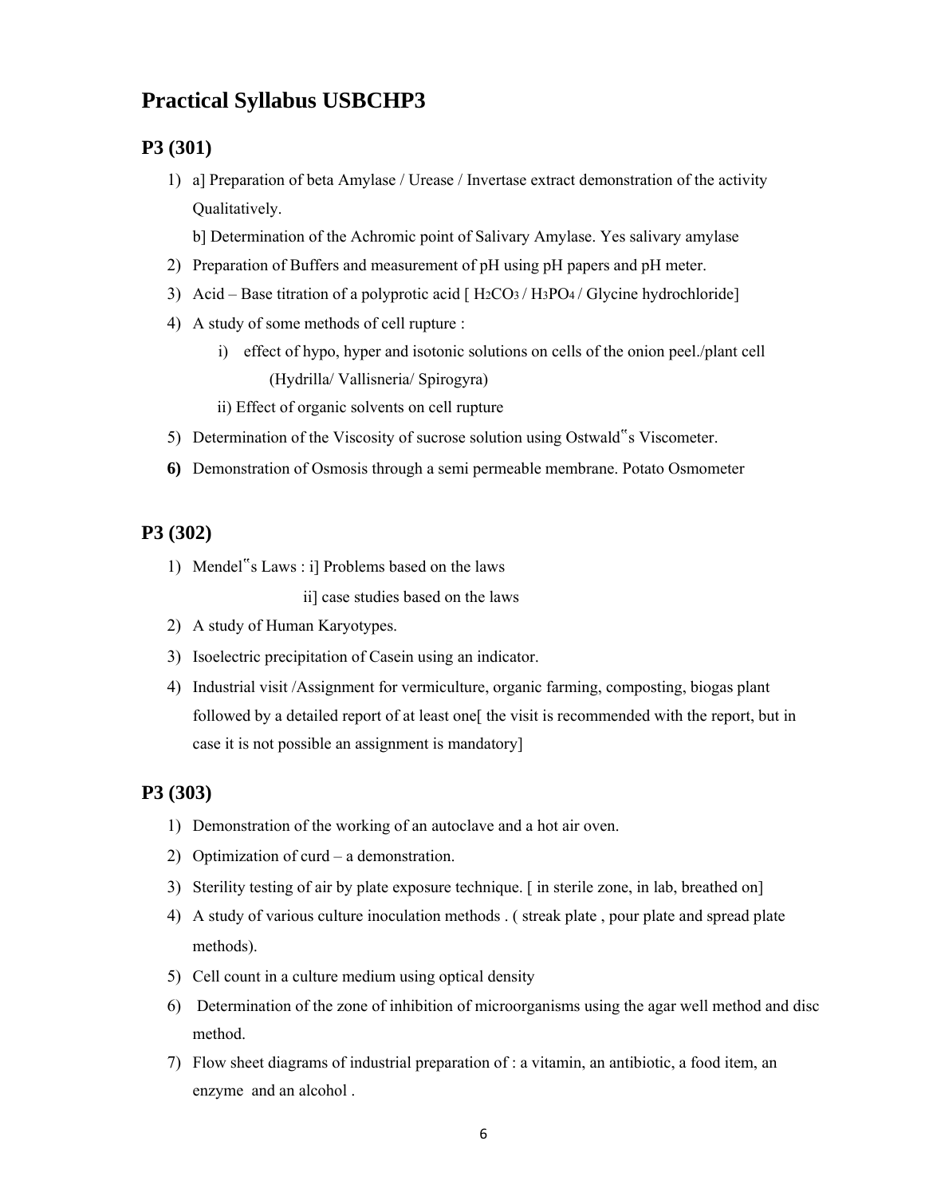# Practical Syllabus USBCHP3

## P3 (301)

1) a] Preparation of beta Amylase / Urease / Invertase extract demonstration of the activity Qualitatively.

   b] Determination of the Achromic point of Salivary Amylase. Yes salivary amylase

2) Preparation of Buffers and measurement of pH using pH papers and pH meter.
3) Acid – Base titration of a polyprotic acid [ $H_2CO_3$ / $H_3PO_4$ / Glycine hydrochloride]
4) A study of some methods of cell rupture :
   i) effect of hypo, hyper and isotonic solutions on cells of the onion peel./plant cell (Hydrilla/ Vallisneria/ Spirogyra)
   
   ii) Effect of organic solvents on cell rupture
5) Determination of the Viscosity of sucrose solution using Ostwald"s Viscometer.
6) Demonstration of Osmosis through a semi permeable membrane. Potato Osmometer

## P3 (302)

1) Mendel"s Laws : i] Problems based on the laws

   ii] case studies based on the laws
2) A study of Human Karyotypes.
3) Isoelectric precipitation of Casein using an indicator.
4) Industrial visit /Assignment for vermiculture, organic farming, composting, biogas plant followed by a detailed report of at least one[ the visit is recommended with the report, but in case it is not possible an assignment is mandatory]

## P3 (303)

1) Demonstration of the working of an autoclave and a hot air oven.
2) Optimization of curd – a demonstration.
3) Sterility testing of air by plate exposure technique. [ in sterile zone, in lab, breathed on]
4) A study of various culture inoculation methods . ( streak plate , pour plate and spread plate methods).
5) Cell count in a culture medium using optical density
6) Determination of the zone of inhibition of microorganisms using the agar well method and disc method.
7) Flow sheet diagrams of industrial preparation of : a vitamin, an antibiotic, a food item, an enzyme and an alcohol .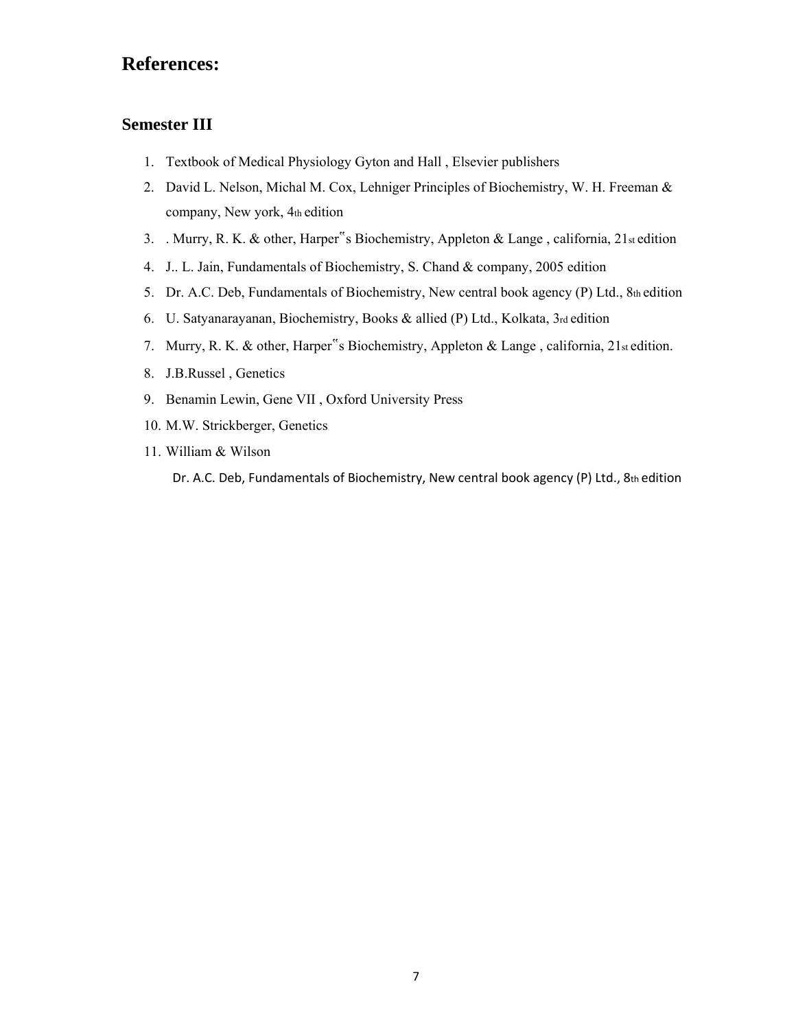# References:

## Semester III

1. Textbook of Medical Physiology Gyton and Hall , Elsevier publishers
2. David L. Nelson, Michal M. Cox, Lehniger Principles of Biochemistry, W. H. Freeman & company, New york, 4th edition
3. . Murry, R. K. & other, Harper"s Biochemistry, Appleton & Lange , california, 21st edition
4. J.. L. Jain, Fundamentals of Biochemistry, S. Chand & company, 2005 edition
5. Dr. A.C. Deb, Fundamentals of Biochemistry, New central book agency (P) Ltd., 8th edition
6. U. Satyanarayanan, Biochemistry, Books & allied (P) Ltd., Kolkata, 3rd edition
7. Murry, R. K. & other, Harper"s Biochemistry, Appleton & Lange , california, 21st edition.
8. J.B.Russel , Genetics
9. Benamin Lewin, Gene VII , Oxford University Press
10. M.W. Strickberger, Genetics
11. William & Wilson

    Dr. A.C. Deb, Fundamentals of Biochemistry, New central book agency (P) Ltd., 8th edition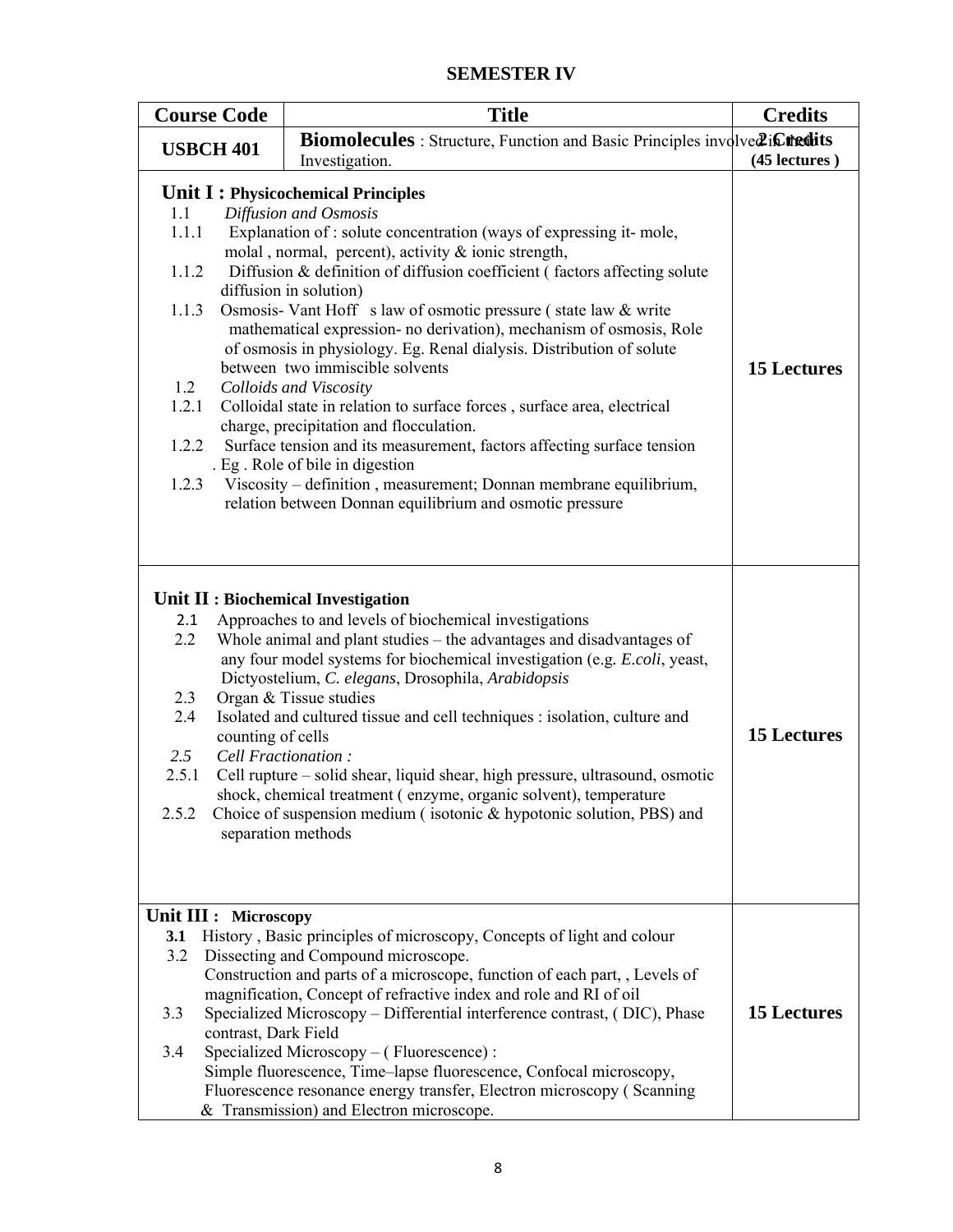## SEMESTER IV

| Course Code | Title | Credits |
|---|---|---|
| **USBCH 401** | **Biomolecules** : Structure, Function and Basic Principles involved in their Investigation. | **2 Credits (45 lectures )** |
| **Unit I : Physicochemical Principles**<br>1.1 *Diffusion and Osmosis*<br>1.1.1 Explanation of : solute concentration (ways of expressing it- mole, molal , normal, percent), activity & ionic strength,<br>1.1.2 Diffusion & definition of diffusion coefficient ( factors affecting solute diffusion in solution)<br>1.1.3 Osmosis- Vant Hoff s law of osmotic pressure ( state law & write mathematical expression- no derivation), mechanism of osmosis, Role of osmosis in physiology. Eg. Renal dialysis. Distribution of solute between two immiscible solvents<br>1.2 *Colloids and Viscosity*<br>1.2.1 Colloidal state in relation to surface forces , surface area, electrical charge, precipitation and flocculation.<br>1.2.2 Surface tension and its measurement, factors affecting surface tension . Eg . Role of bile in digestion<br>1.2.3 Viscosity – definition , measurement; Donnan membrane equilibrium, relation between Donnan equilibrium and osmotic pressure | | **15 Lectures** |
| **Unit II : Biochemical Investigation**<br>2.1 Approaches to and levels of biochemical investigations<br>2.2 Whole animal and plant studies – the advantages and disadvantages of any four model systems for biochemical investigation (e.g. *E.coli*, yeast, Dictyostelium, *C. elegans*, Drosophila, *Arabidopsis*<br>2.3 Organ & Tissue studies<br>2.4 Isolated and cultured tissue and cell techniques : isolation, culture and counting of cells<br>*2.5 Cell Fractionation :*<br>2.5.1 Cell rupture – solid shear, liquid shear, high pressure, ultrasound, osmotic shock, chemical treatment ( enzyme, organic solvent), temperature<br>2.5.2 Choice of suspension medium ( isotonic & hypotonic solution, PBS) and separation methods | | **15 Lectures** |
| **Unit III : Microscopy**<br>**3.1** History , Basic principles of microscopy, Concepts of light and colour<br>3.2 Dissecting and Compound microscope. Construction and parts of a microscope, function of each part, , Levels of magnification, Concept of refractive index and role and RI of oil<br>3.3 Specialized Microscopy – Differential interference contrast, ( DIC), Phase contrast, Dark Field<br>3.4 Specialized Microscopy – ( Fluorescence) : Simple fluorescence, Time–lapse fluorescence, Confocal microscopy, Fluorescence resonance energy transfer, Electron microscopy ( Scanning & Transmission) and Electron microscope. | | **15 Lectures** |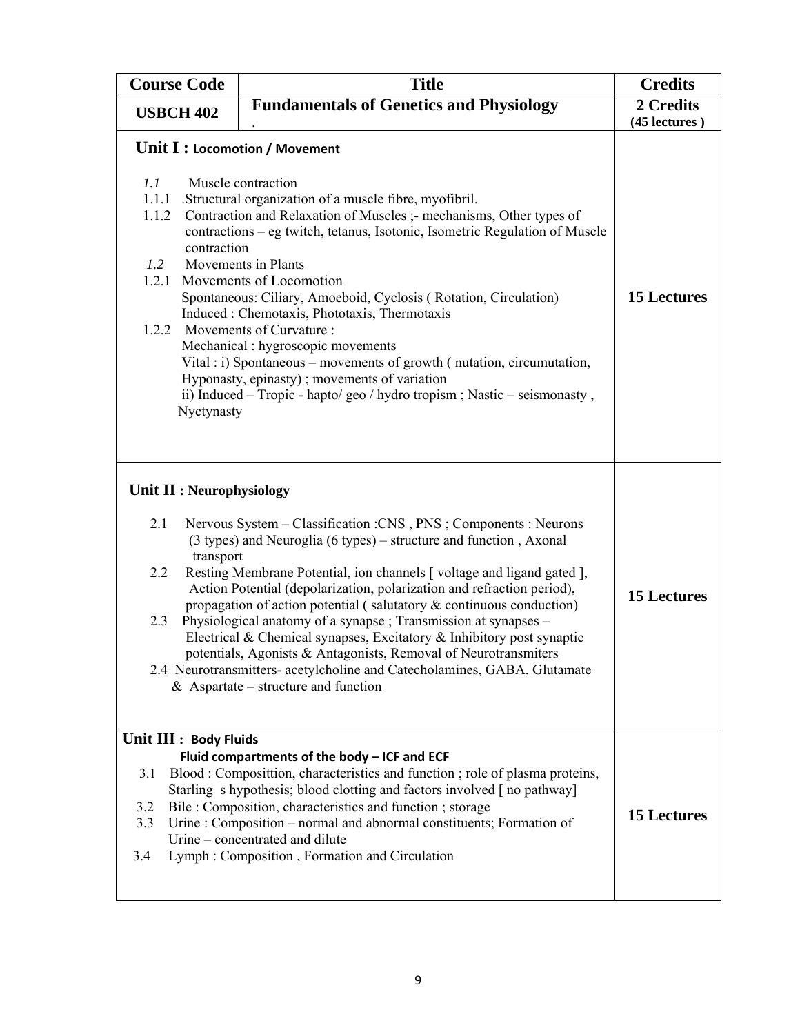| Course Code | Title | Credits |
|---|---|---|
| **USBCH 402** | **Fundamentals of Genetics and Physiology**<br>. | **2 Credits**<br>**(45 lectures )** |
| **Unit I : Locomotion / Movement**<br><br>*1.1* Muscle contraction<br>1.1.1 .Structural organization of a muscle fibre, myofibril.<br>1.1.2 Contraction and Relaxation of Muscles ;- mechanisms, Other types of contractions – eg twitch, tetanus, Isotonic, Isometric Regulation of Muscle contraction<br>*1.2* Movements in Plants<br>1.2.1 Movements of Locomotion<br>Spontaneous: Ciliary, Amoeboid, Cyclosis ( Rotation, Circulation)<br>Induced : Chemotaxis, Phototaxis, Thermotaxis<br>1.2.2 Movements of Curvature :<br>Mechanical : hygroscopic movements<br>Vital : i) Spontaneous – movements of growth ( nutation, circumutation, Hyponasty, epinasty) ; movements of variation<br>ii) Induced – Tropic - hapto/ geo / hydro tropism ; Nastic – seismonasty , Nyctynasty | | **15 Lectures** |
| **Unit II : Neurophysiology**<br><br>2.1 Nervous System – Classification :CNS , PNS ; Components : Neurons (3 types) and Neuroglia (6 types) – structure and function , Axonal transport<br>2.2 Resting Membrane Potential, ion channels [ voltage and ligand gated ], Action Potential (depolarization, polarization and refraction period), propagation of action potential ( salutatory & continuous conduction)<br>2.3 Physiological anatomy of a synapse ; Transmission at synapses – Electrical & Chemical synapses, Excitatory & Inhibitory post synaptic potentials, Agonists & Antagonists, Removal of Neurotransmiters<br>2.4 Neurotransmitters- acetylcholine and Catecholamines, GABA, Glutamate & Aspartate – structure and function | | **15 Lectures** |
| **Unit III : Body Fluids**<br>**Fluid compartments of the body – ICF and ECF**<br>3.1 Blood : Composittion, characteristics and function ; role of plasma proteins, Starling s hypothesis; blood clotting and factors involved [ no pathway]<br>3.2 Bile : Composition, characteristics and function ; storage<br>3.3 Urine : Composition – normal and abnormal constituents; Formation of Urine – concentrated and dilute<br>3.4 Lymph : Composition , Formation and Circulation | | **15 Lectures** |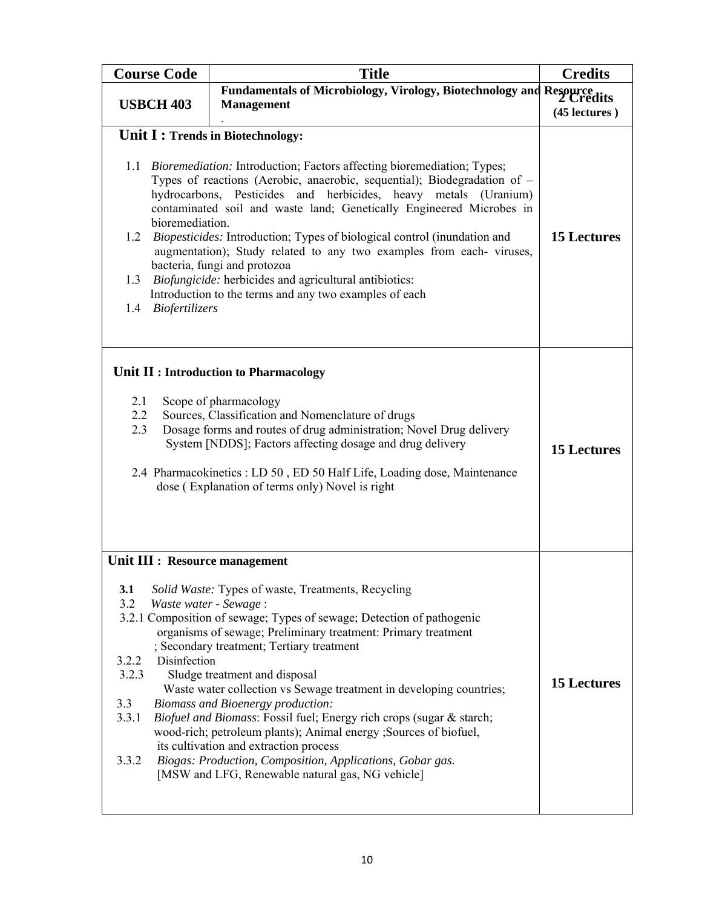| Course Code | Title | Credits |
|---|---|---|
| **USBCH 403** | **Fundamentals of Microbiology, Virology, Biotechnology and Resource Management** . | **2 Credits** **(45 lectures )** |
| **Unit I : Trends in Biotechnology:** <br><br> 1.1 *Bioremediation:* Introduction; Factors affecting bioremediation; Types; Types of reactions (Aerobic, anaerobic, sequential); Biodegradation of – hydrocarbons, Pesticides and herbicides, heavy metals (Uranium) contaminated soil and waste land; Genetically Engineered Microbes in bioremediation. <br> 1.2 *Biopesticides:* Introduction; Types of biological control (inundation and augmentation); Study related to any two examples from each- viruses, bacteria, fungi and protozoa <br> 1.3 *Biofungicide:* herbicides and agricultural antibiotics: Introduction to the terms and any two examples of each <br> 1.4 *Biofertilizers* | | **15 Lectures** |
| **Unit II : Introduction to Pharmacology** <br><br> 2.1 Scope of pharmacology <br> 2.2 Sources, Classification and Nomenclature of drugs <br> 2.3 Dosage forms and routes of drug administration; Novel Drug delivery System [NDDS]; Factors affecting dosage and drug delivery <br><br> 2.4 Pharmacokinetics : LD 50 , ED 50 Half Life, Loading dose, Maintenance dose ( Explanation of terms only) Novel is right | | **15 Lectures** |
| **Unit III : Resource management** <br><br> **3.1** *Solid Waste:* Types of waste, Treatments, Recycling <br> 3.2 *Waste water - Sewage* : <br> 3.2.1 Composition of sewage; Types of sewage; Detection of pathogenic organisms of sewage; Preliminary treatment: Primary treatment ; Secondary treatment; Tertiary treatment <br> 3.2.2 Disinfection <br> 3.2.3 Sludge treatment and disposal <br> Waste water collection vs Sewage treatment in developing countries; <br> 3.3 *Biomass and Bioenergy production:* <br> 3.3.1 *Biofuel and Biomass*: Fossil fuel; Energy rich crops (sugar & starch; wood-rich; petroleum plants); Animal energy ;Sources of biofuel, its cultivation and extraction process <br> 3.3.2 *Biogas: Production, Composition, Applications, Gobar gas.* [MSW and LFG, Renewable natural gas, NG vehicle] | | **15 Lectures** |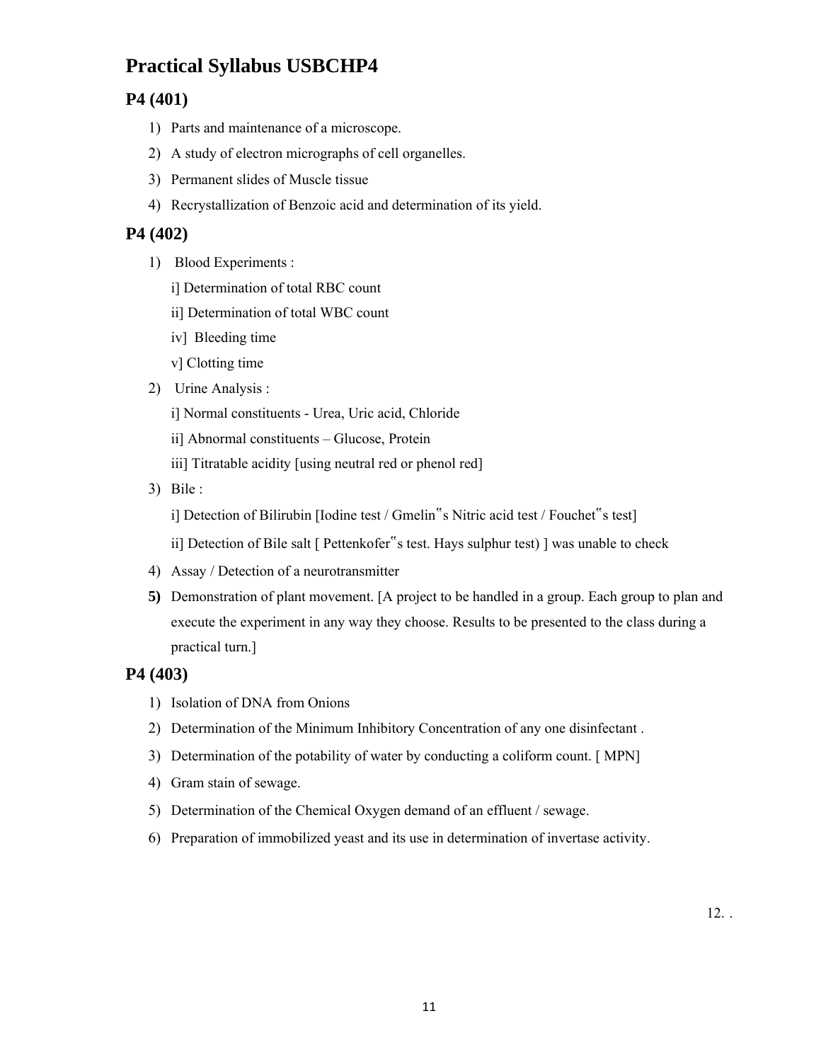# Practical Syllabus USBCHP4

## P4 (401)

1) Parts and maintenance of a microscope.
2) A study of electron micrographs of cell organelles.
3) Permanent slides of Muscle tissue
4) Recrystallization of Benzoic acid and determination of its yield.

## P4 (402)

1) Blood Experiments :

   i] Determination of total RBC count

   ii] Determination of total WBC count

   iv] Bleeding time

   v] Clotting time

2) Urine Analysis :

   i] Normal constituents - Urea, Uric acid, Chloride

   ii] Abnormal constituents – Glucose, Protein

   iii] Titratable acidity [using neutral red or phenol red]

3) Bile :

   i] Detection of Bilirubin [Iodine test / Gmelin‟s Nitric acid test / Fouchet‟s test]

   ii] Detection of Bile salt [ Pettenkofer‟s test. Hays sulphur test) ] was unable to check

4) Assay / Detection of a neurotransmitter
5) Demonstration of plant movement. [A project to be handled in a group. Each group to plan and execute the experiment in any way they choose. Results to be presented to the class during a practical turn.]

## P4 (403)

1) Isolation of DNA from Onions
2) Determination of the Minimum Inhibitory Concentration of any one disinfectant .
3) Determination of the potability of water by conducting a coliform count. [ MPN]
4) Gram stain of sewage.
5) Determination of the Chemical Oxygen demand of an effluent / sewage.
6) Preparation of immobilized yeast and its use in determination of invertase activity.

12. .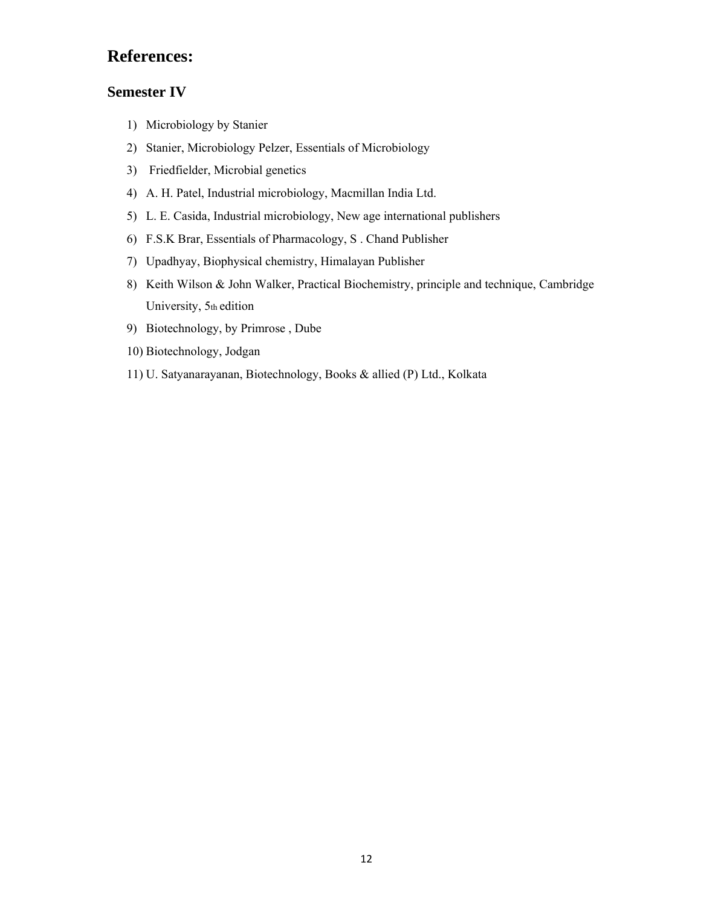# References:

## Semester IV

1) Microbiology by Stanier
2) Stanier, Microbiology Pelzer, Essentials of Microbiology
3) Friedfielder, Microbial genetics
4) A. H. Patel, Industrial microbiology, Macmillan India Ltd.
5) L. E. Casida, Industrial microbiology, New age international publishers
6) F.S.K Brar, Essentials of Pharmacology, S . Chand Publisher
7) Upadhyay, Biophysical chemistry, Himalayan Publisher
8) Keith Wilson & John Walker, Practical Biochemistry, principle and technique, Cambridge University, 5th edition
9) Biotechnology, by Primrose , Dube
10) Biotechnology, Jodgan
11) U. Satyanarayanan, Biotechnology, Books & allied (P) Ltd., Kolkata